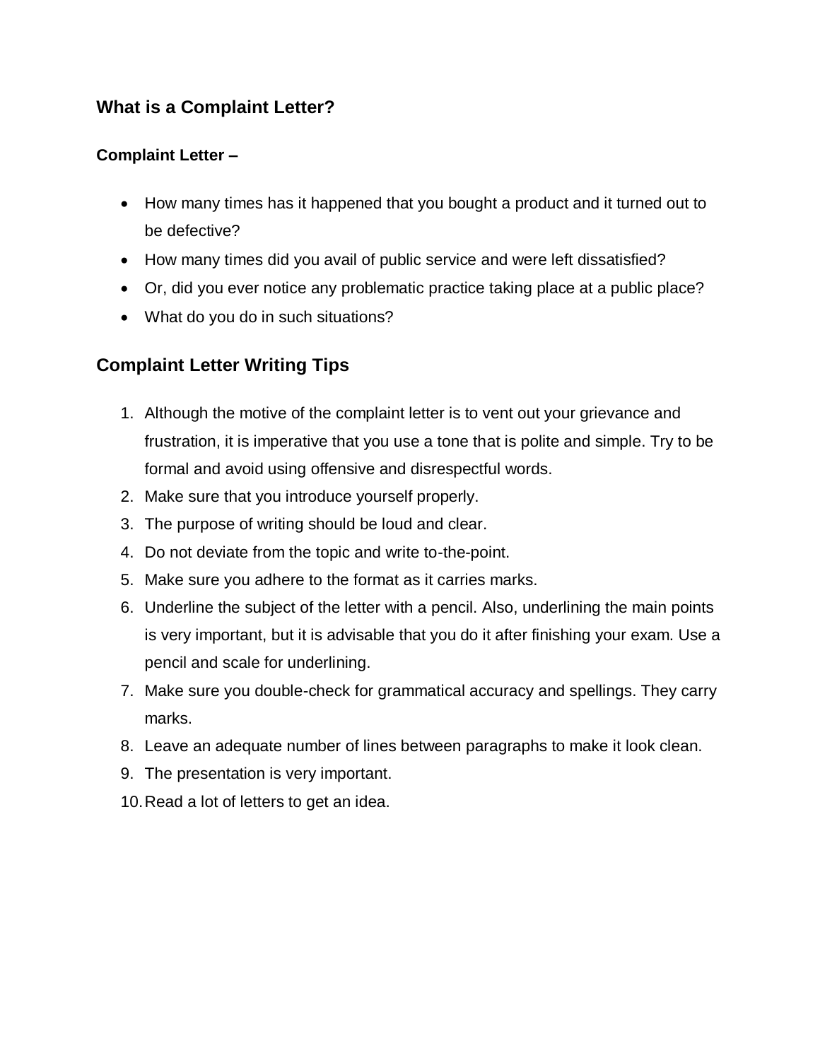## What is a Complaint Letter?

### Complaint Letter –

- How many times has it happened that you bought a product and it turned out to be defective?
- How many times did you avail of public service and were left dissatisfied?
- Or, did you ever notice any problematic practice taking place at a public place?
- What do you do in such situations?

## Complaint Letter Writing Tips

1. Although the motive of the complaint letter is to vent out your grievance and frustration, it is imperative that you use a tone that is polite and simple. Try to be formal and avoid using offensive and disrespectful words.
2. Make sure that you introduce yourself properly.
3. The purpose of writing should be loud and clear.
4. Do not deviate from the topic and write to-the-point.
5. Make sure you adhere to the format as it carries marks.
6. Underline the subject of the letter with a pencil. Also, underlining the main points is very important, but it is advisable that you do it after finishing your exam. Use a pencil and scale for underlining.
7. Make sure you double-check for grammatical accuracy and spellings. They carry marks.
8. Leave an adequate number of lines between paragraphs to make it look clean.
9. The presentation is very important.
10. Read a lot of letters to get an idea.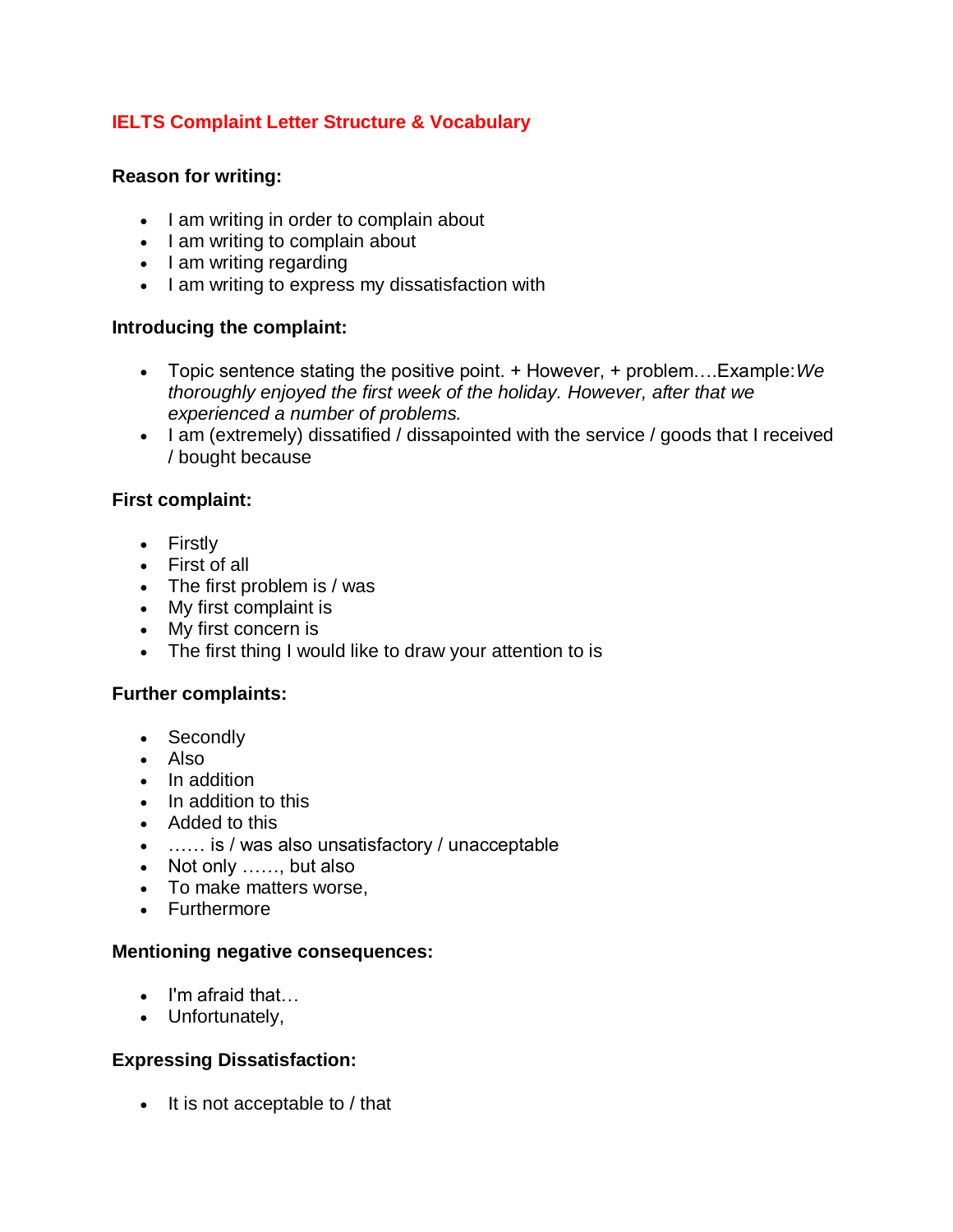## IELTS Complaint Letter Structure & Vocabulary

**Reason for writing:**

- I am writing in order to complain about
- I am writing to complain about
- I am writing regarding
- I am writing to express my dissatisfaction with

**Introducing the complaint:**

- Topic sentence stating the positive point. + However, + problem.…Example:*We thoroughly enjoyed the first week of the holiday. However, after that we experienced a number of problems.*
- I am (extremely) dissatified / dissapointed with the service / goods that I received / bought because

**First complaint:**

- Firstly
- First of all
- The first problem is / was
- My first complaint is
- My first concern is
- The first thing I would like to draw your attention to is

**Further complaints:**

- Secondly
- Also
- In addition
- In addition to this
- Added to this
- …… is / was also unsatisfactory / unacceptable
- Not only ……, but also
- To make matters worse,
- Furthermore

**Mentioning negative consequences:**

- I'm afraid that…
- Unfortunately,

**Expressing Dissatisfaction:**

- It is not acceptable to / that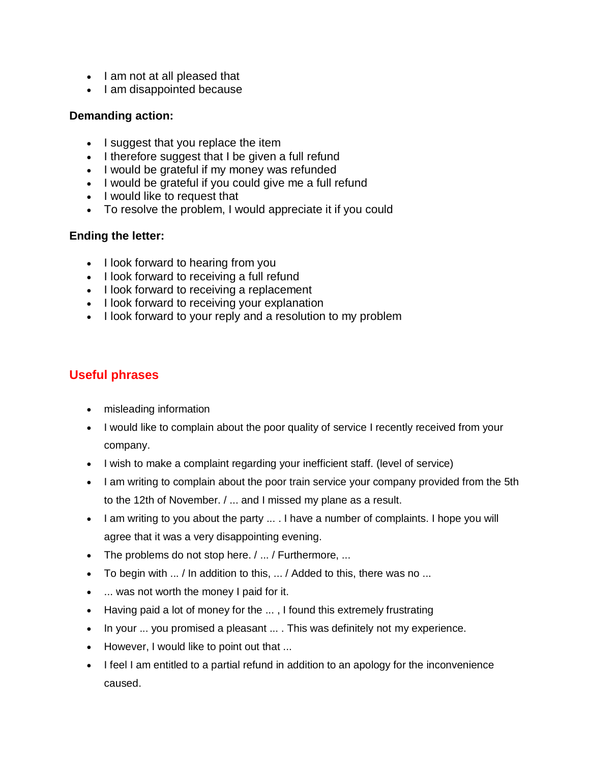- I am not at all pleased that
- I am disappointed because

**Demanding action:**

- I suggest that you replace the item
- I therefore suggest that I be given a full refund
- I would be grateful if my money was refunded
- I would be grateful if you could give me a full refund
- I would like to request that
- To resolve the problem, I would appreciate it if you could

**Ending the letter:**

- I look forward to hearing from you
- I look forward to receiving a full refund
- I look forward to receiving a replacement
- I look forward to receiving your explanation
- I look forward to your reply and a resolution to my problem

## Useful phrases

- misleading information
- I would like to complain about the poor quality of service I recently received from your company.
- I wish to make a complaint regarding your inefficient staff. (level of service)
- I am writing to complain about the poor train service your company provided from the 5th to the 12th of November. / ... and I missed my plane as a result.
- I am writing to you about the party ... . I have a number of complaints. I hope you will agree that it was a very disappointing evening.
- The problems do not stop here. / ... / Furthermore, ...
- To begin with ... / In addition to this, ... / Added to this, there was no ...
- ... was not worth the money I paid for it.
- Having paid a lot of money for the ... , I found this extremely frustrating
- In your ... you promised a pleasant ... . This was definitely not my experience.
- However, I would like to point out that ...
- I feel I am entitled to a partial refund in addition to an apology for the inconvenience caused.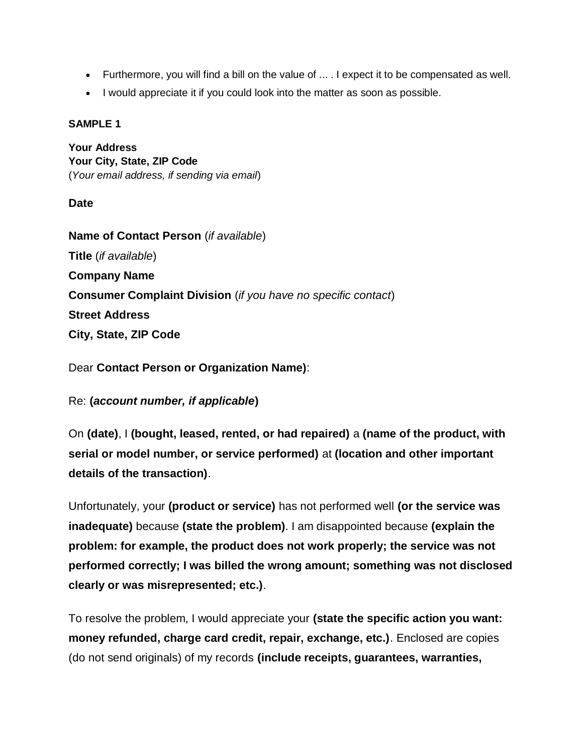- Furthermore, you will find a bill on the value of ... . I expect it to be compensated as well.
- I would appreciate it if you could look into the matter as soon as possible.

**SAMPLE 1**

**Your Address**
**Your City, State, ZIP Code**
(*Your email address, if sending via email*)

**Date**

**Name of Contact Person** (*if available*)
**Title** (*if available*)
**Company Name**
**Consumer Complaint Division** (*if you have no specific contact*)
**Street Address**
**City, State, ZIP Code**

Dear **Contact Person or Organization Name)**:

Re: **(*account number, if applicable*)**

On **(date)**, I **(bought, leased, rented, or had repaired)** a **(name of the product, with serial or model number, or service performed)** at **(location and other important details of the transaction)**.

Unfortunately, your **(product or service)** has not performed well **(or the service was inadequate)** because **(state the problem)**. I am disappointed because **(explain the problem: for example, the product does not work properly; the service was not performed correctly; I was billed the wrong amount; something was not disclosed clearly or was misrepresented; etc.)**.

To resolve the problem, I would appreciate your **(state the specific action you want: money refunded, charge card credit, repair, exchange, etc.)**. Enclosed are copies (do not send originals) of my records **(include receipts, guarantees, warranties,**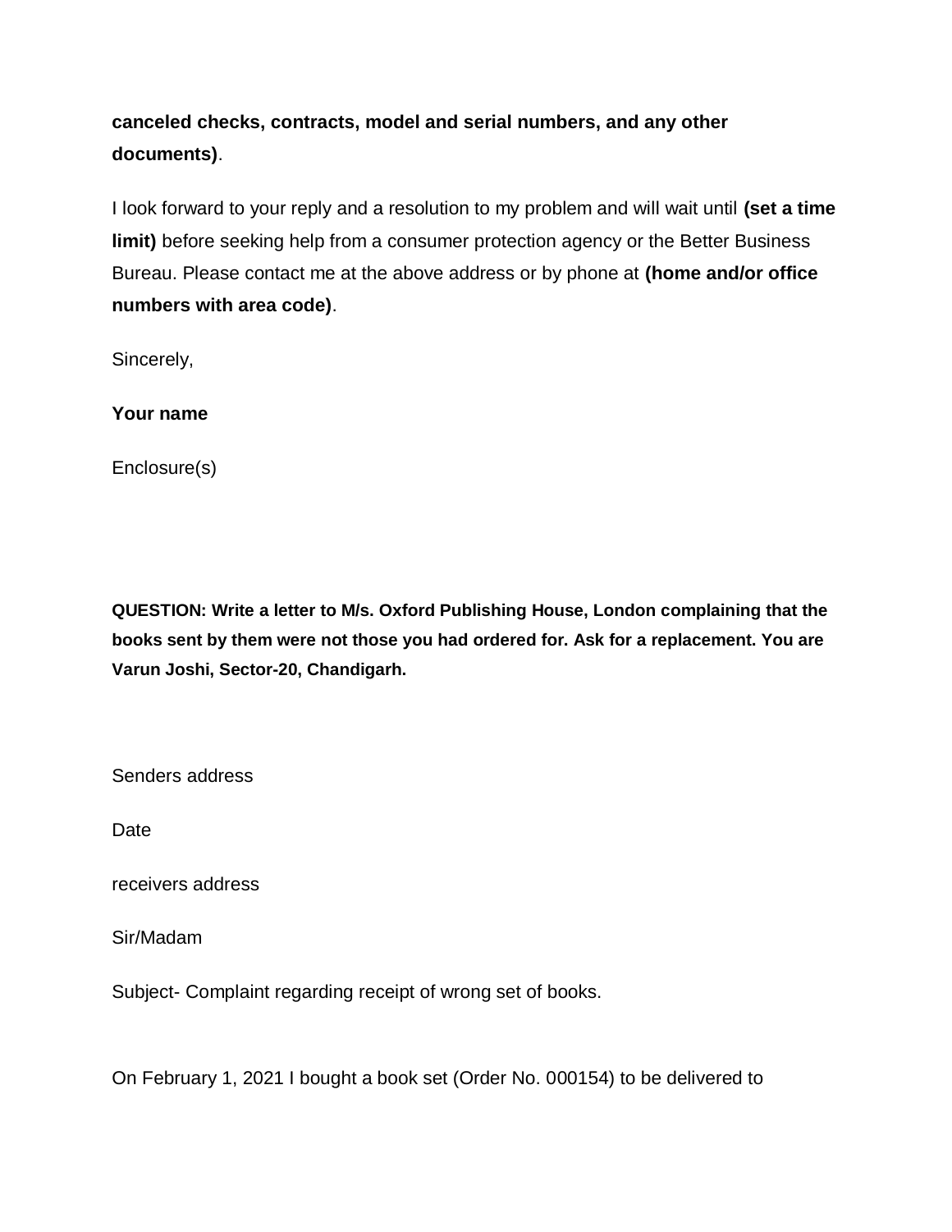**canceled checks, contracts, model and serial numbers, and any other documents)**.

I look forward to your reply and a resolution to my problem and will wait until **(set a time limit)** before seeking help from a consumer protection agency or the Better Business Bureau. Please contact me at the above address or by phone at **(home and/or office numbers with area code)**.

Sincerely,

**Your name**

Enclosure(s)

**QUESTION: Write a letter to M/s. Oxford Publishing House, London complaining that the books sent by them were not those you had ordered for. Ask for a replacement. You are Varun Joshi, Sector-20, Chandigarh.**

Senders address

Date

receivers address

Sir/Madam

Subject- Complaint regarding receipt of wrong set of books.

On February 1, 2021 I bought a book set (Order No. 000154) to be delivered to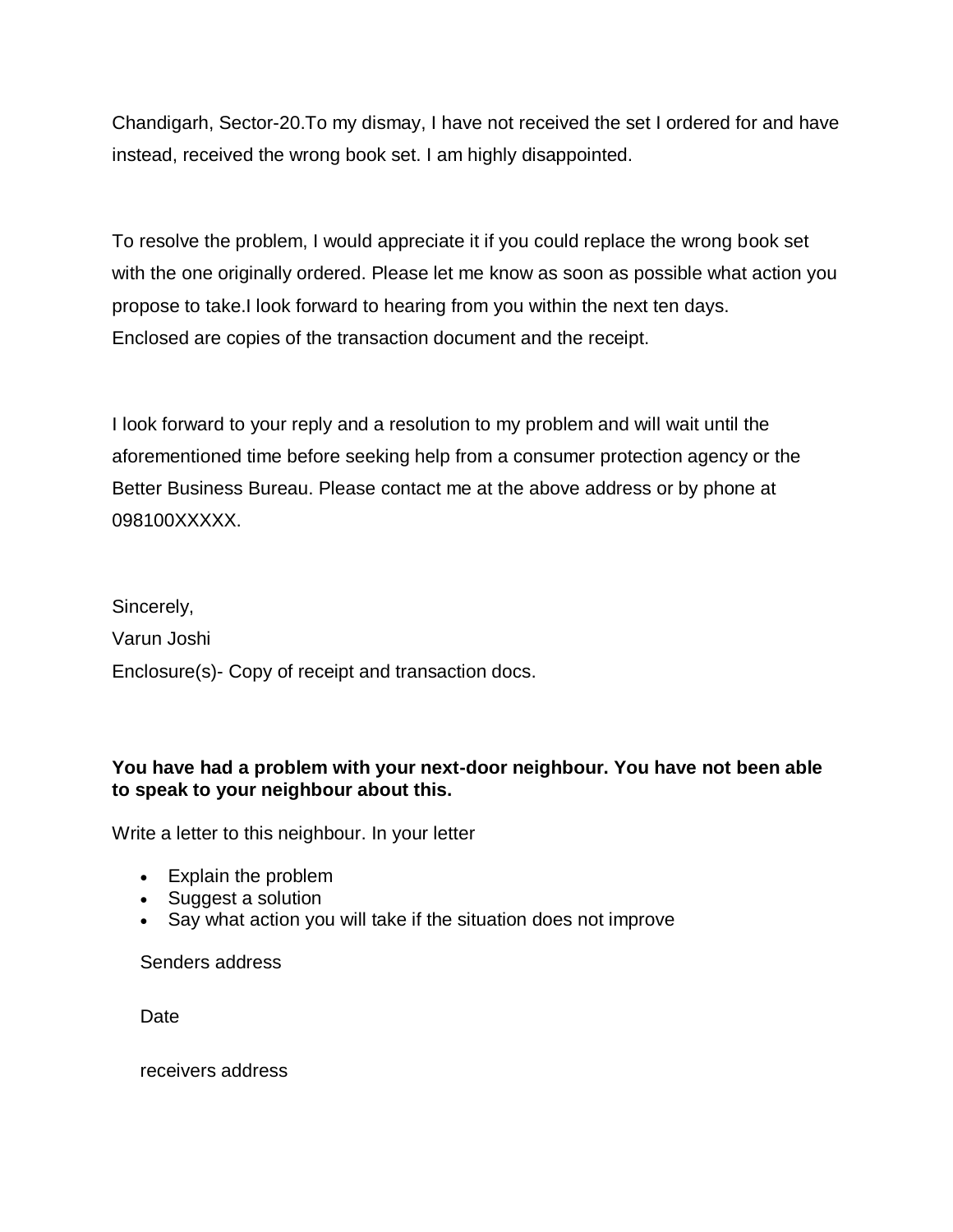Chandigarh, Sector-20.To my dismay, I have not received the set I ordered for and have instead, received the wrong book set. I am highly disappointed.

To resolve the problem, I would appreciate it if you could replace the wrong book set with the one originally ordered. Please let me know as soon as possible what action you propose to take.I look forward to hearing from you within the next ten days.
Enclosed are copies of the transaction document and the receipt.

I look forward to your reply and a resolution to my problem and will wait until the aforementioned time before seeking help from a consumer protection agency or the Better Business Bureau. Please contact me at the above address or by phone at 098100XXXXX.

Sincerely,

Varun Joshi

Enclosure(s)- Copy of receipt and transaction docs.

**You have had a problem with your next-door neighbour. You have not been able to speak to your neighbour about this.**

Write a letter to this neighbour. In your letter

- Explain the problem
- Suggest a solution
- Say what action you will take if the situation does not improve

Senders address

Date

receivers address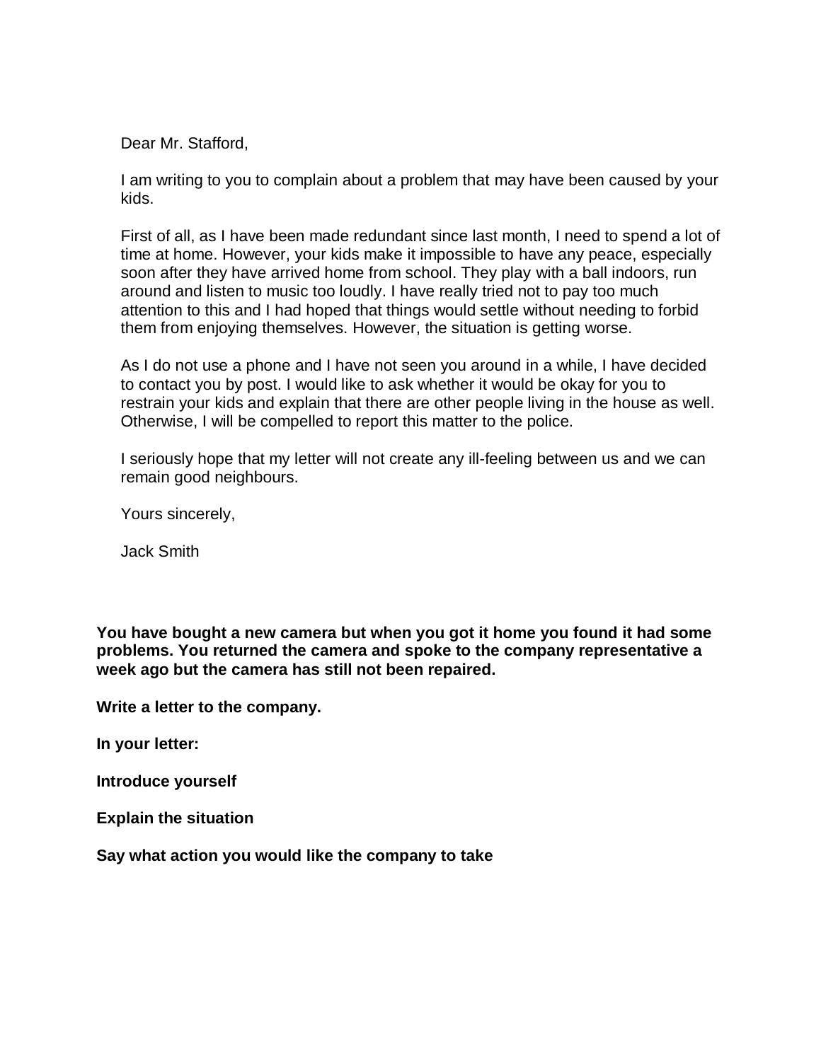Dear Mr. Stafford,

I am writing to you to complain about a problem that may have been caused by your kids.

First of all, as I have been made redundant since last month, I need to spend a lot of time at home. However, your kids make it impossible to have any peace, especially soon after they have arrived home from school. They play with a ball indoors, run around and listen to music too loudly. I have really tried not to pay too much attention to this and I had hoped that things would settle without needing to forbid them from enjoying themselves. However, the situation is getting worse.

As I do not use a phone and I have not seen you around in a while, I have decided to contact you by post. I would like to ask whether it would be okay for you to restrain your kids and explain that there are other people living in the house as well. Otherwise, I will be compelled to report this matter to the police.

I seriously hope that my letter will not create any ill-feeling between us and we can remain good neighbours.

Yours sincerely,

Jack Smith

**You have bought a new camera but when you got it home you found it had some problems. You returned the camera and spoke to the company representative a week ago but the camera has still not been repaired.**

**Write a letter to the company.**

**In your letter:**

**Introduce yourself**

**Explain the situation**

**Say what action you would like the company to take**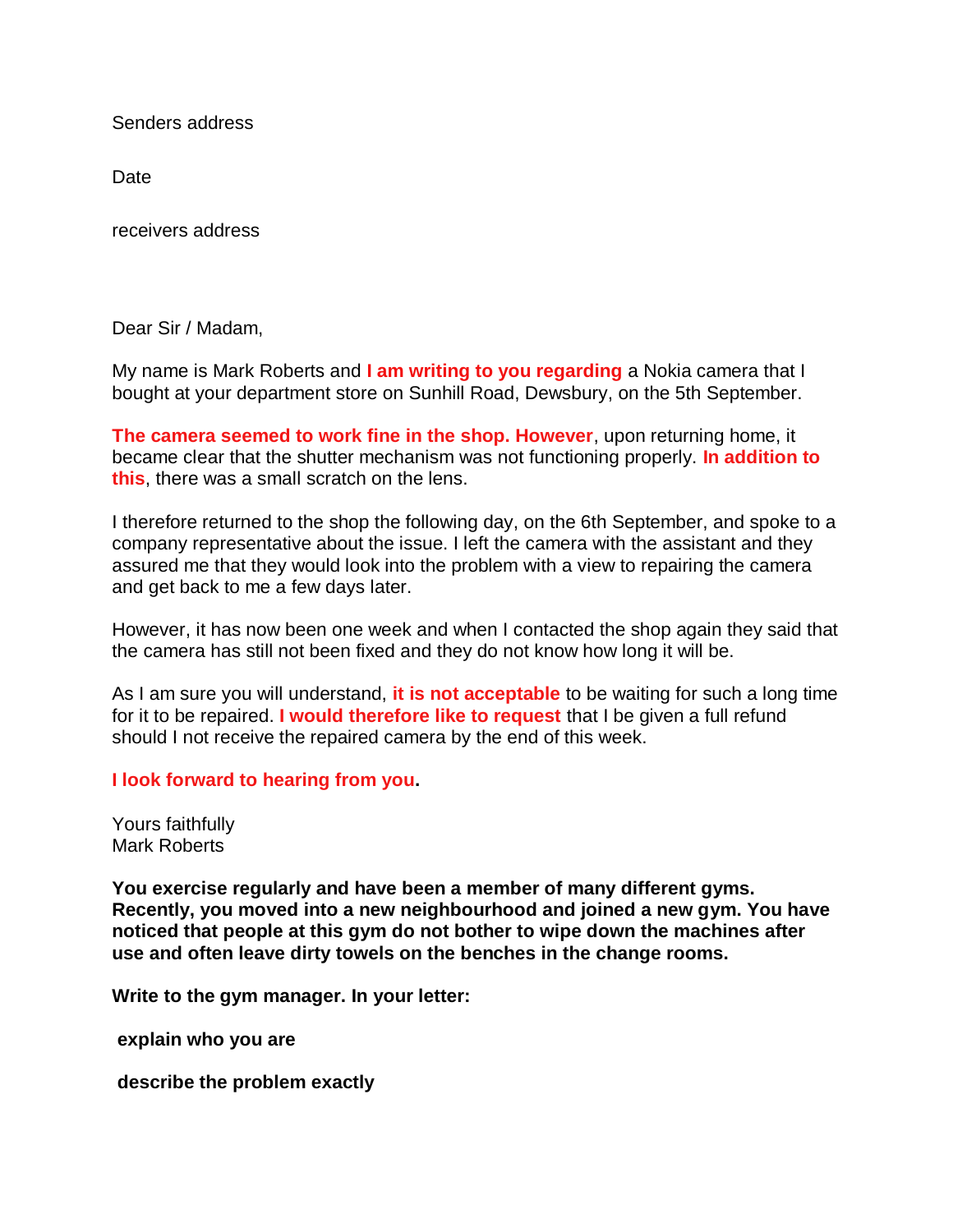Senders address

Date

receivers address

Dear Sir / Madam,

My name is Mark Roberts and **I am writing to you regarding** a Nokia camera that I bought at your department store on Sunhill Road, Dewsbury, on the 5th September.

**The camera seemed to work fine in the shop. However**, upon returning home, it became clear that the shutter mechanism was not functioning properly. **In addition to this**, there was a small scratch on the lens.

I therefore returned to the shop the following day, on the 6th September, and spoke to a company representative about the issue. I left the camera with the assistant and they assured me that they would look into the problem with a view to repairing the camera and get back to me a few days later.

However, it has now been one week and when I contacted the shop again they said that the camera has still not been fixed and they do not know how long it will be.

As I am sure you will understand, **it is not acceptable** to be waiting for such a long time for it to be repaired. **I would therefore like to request** that I be given a full refund should I not receive the repaired camera by the end of this week.

**I look forward to hearing from you.**

Yours faithfully
Mark Roberts

**You exercise regularly and have been a member of many different gyms. Recently, you moved into a new neighbourhood and joined a new gym. You have noticed that people at this gym do not bother to wipe down the machines after use and often leave dirty towels on the benches in the change rooms.**

**Write to the gym manager. In your letter:**

**explain who you are**

**describe the problem exactly**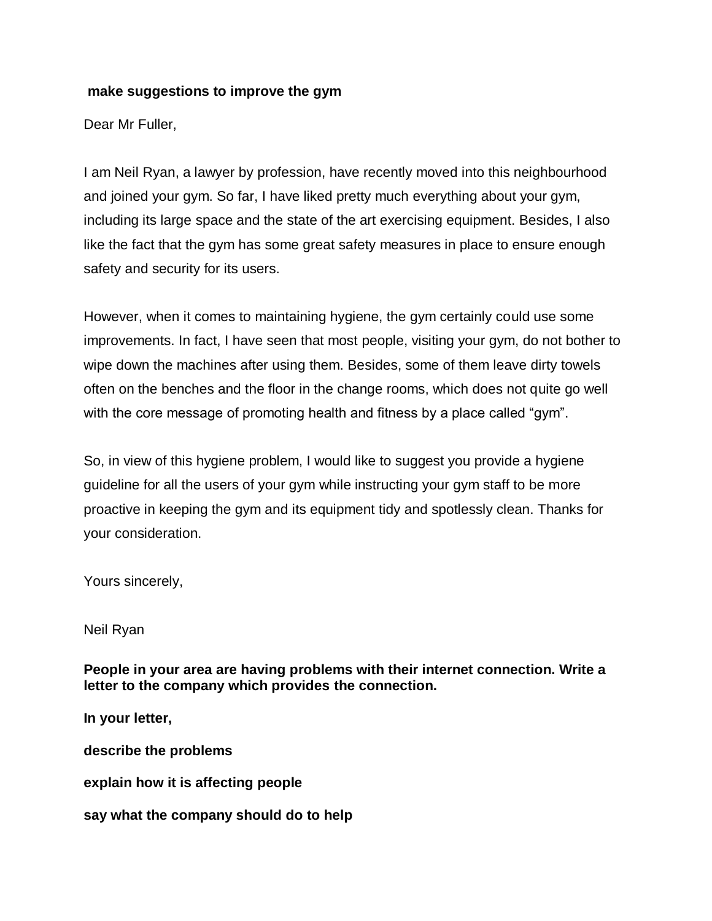**make suggestions to improve the gym**

Dear Mr Fuller,

I am Neil Ryan, a lawyer by profession, have recently moved into this neighbourhood and joined your gym. So far, I have liked pretty much everything about your gym, including its large space and the state of the art exercising equipment. Besides, I also like the fact that the gym has some great safety measures in place to ensure enough safety and security for its users.

However, when it comes to maintaining hygiene, the gym certainly could use some improvements. In fact, I have seen that most people, visiting your gym, do not bother to wipe down the machines after using them. Besides, some of them leave dirty towels often on the benches and the floor in the change rooms, which does not quite go well with the core message of promoting health and fitness by a place called "gym".

So, in view of this hygiene problem, I would like to suggest you provide a hygiene guideline for all the users of your gym while instructing your gym staff to be more proactive in keeping the gym and its equipment tidy and spotlessly clean. Thanks for your consideration.

Yours sincerely,

Neil Ryan

**People in your area are having problems with their internet connection. Write a letter to the company which provides the connection.**

**In your letter,**

**describe the problems**

**explain how it is affecting people**

**say what the company should do to help**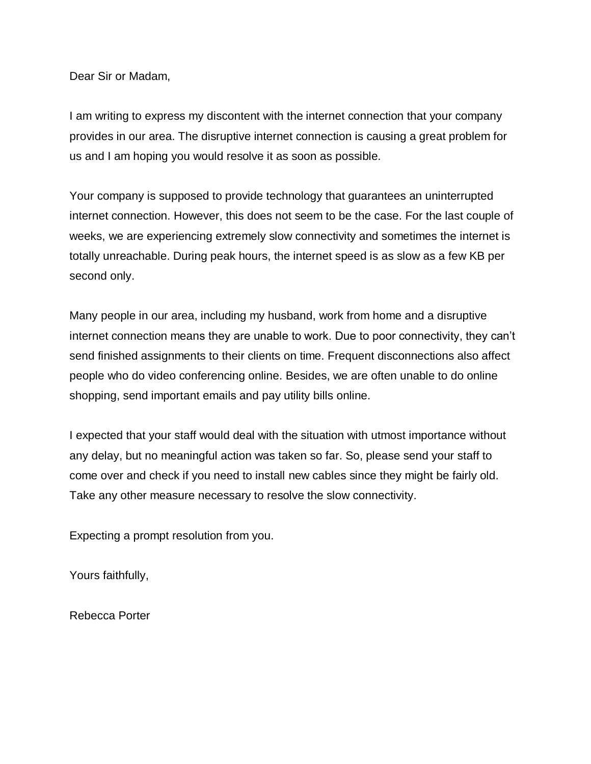Dear Sir or Madam,

I am writing to express my discontent with the internet connection that your company provides in our area. The disruptive internet connection is causing a great problem for us and I am hoping you would resolve it as soon as possible.

Your company is supposed to provide technology that guarantees an uninterrupted internet connection. However, this does not seem to be the case. For the last couple of weeks, we are experiencing extremely slow connectivity and sometimes the internet is totally unreachable. During peak hours, the internet speed is as slow as a few KB per second only.

Many people in our area, including my husband, work from home and a disruptive internet connection means they are unable to work. Due to poor connectivity, they can't send finished assignments to their clients on time. Frequent disconnections also affect people who do video conferencing online. Besides, we are often unable to do online shopping, send important emails and pay utility bills online.

I expected that your staff would deal with the situation with utmost importance without any delay, but no meaningful action was taken so far. So, please send your staff to come over and check if you need to install new cables since they might be fairly old. Take any other measure necessary to resolve the slow connectivity.

Expecting a prompt resolution from you.

Yours faithfully,

Rebecca Porter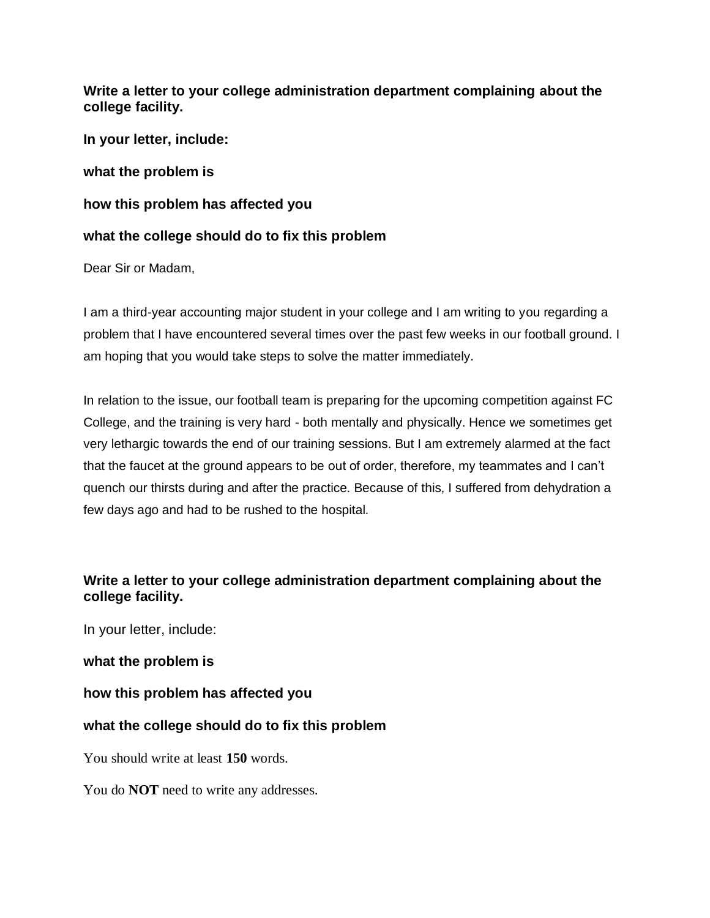**Write a letter to your college administration department complaining about the college facility.**

**In your letter, include:**

**what the problem is**

**how this problem has affected you**

**what the college should do to fix this problem**

Dear Sir or Madam,

I am a third-year accounting major student in your college and I am writing to you regarding a problem that I have encountered several times over the past few weeks in our football ground. I am hoping that you would take steps to solve the matter immediately.

In relation to the issue, our football team is preparing for the upcoming competition against FC College, and the training is very hard - both mentally and physically. Hence we sometimes get very lethargic towards the end of our training sessions. But I am extremely alarmed at the fact that the faucet at the ground appears to be out of order, therefore, my teammates and I can't quench our thirsts during and after the practice. Because of this, I suffered from dehydration a few days ago and had to be rushed to the hospital.

**Write a letter to your college administration department complaining about the college facility.**

In your letter, include:

**what the problem is**

**how this problem has affected you**

**what the college should do to fix this problem**

You should write at least **150** words.

You do **NOT** need to write any addresses.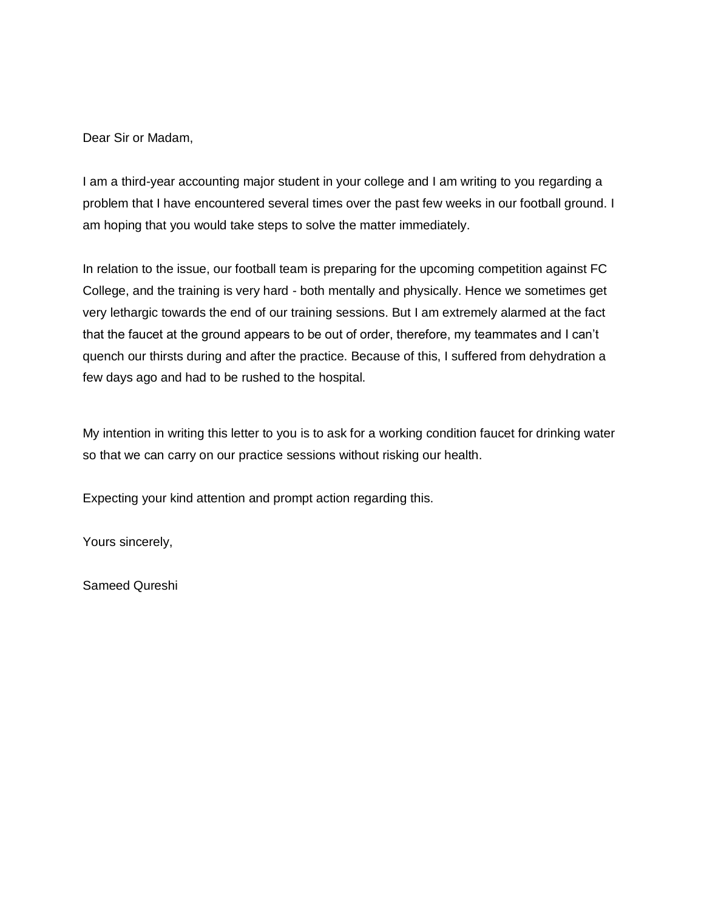Dear Sir or Madam,

I am a third-year accounting major student in your college and I am writing to you regarding a problem that I have encountered several times over the past few weeks in our football ground. I am hoping that you would take steps to solve the matter immediately.

In relation to the issue, our football team is preparing for the upcoming competition against FC College, and the training is very hard - both mentally and physically. Hence we sometimes get very lethargic towards the end of our training sessions. But I am extremely alarmed at the fact that the faucet at the ground appears to be out of order, therefore, my teammates and I can't quench our thirsts during and after the practice. Because of this, I suffered from dehydration a few days ago and had to be rushed to the hospital.

My intention in writing this letter to you is to ask for a working condition faucet for drinking water so that we can carry on our practice sessions without risking our health.

Expecting your kind attention and prompt action regarding this.

Yours sincerely,

Sameed Qureshi